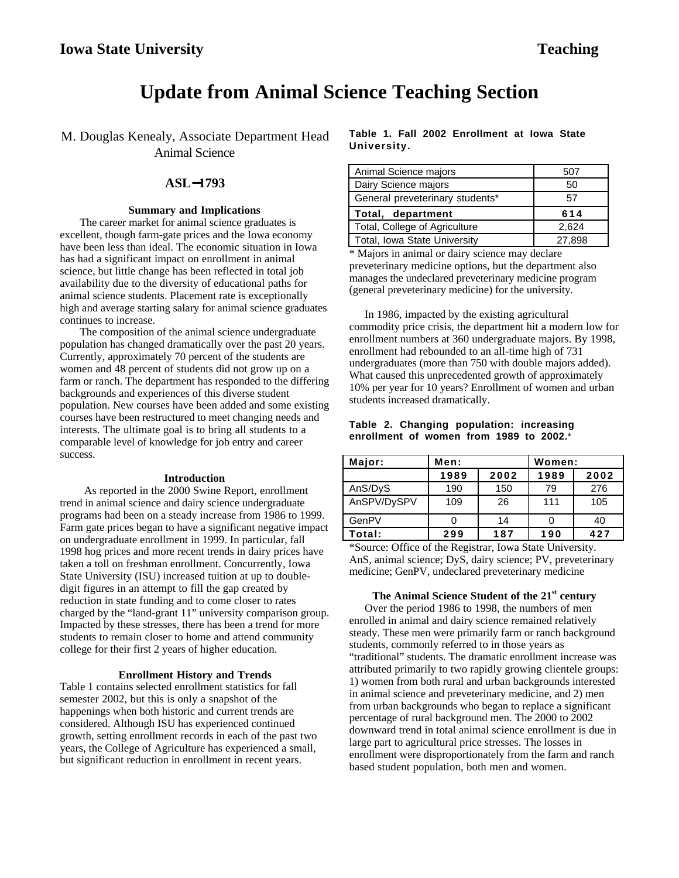# Update from Animal Science Teaching Section

M. Douglas Kenealy, Associate Department Head
Animal Science

## ASL-1793

### Summary and Implications

The career market for animal science graduates is excellent, though farm-gate prices and the Iowa economy have been less than ideal. The economic situation in Iowa has had a significant impact on enrollment in animal science, but little change has been reflected in total job availability due to the diversity of educational paths for animal science students. Placement rate is exceptionally high and average starting salary for animal science graduates continues to increase.

The composition of the animal science undergraduate population has changed dramatically over the past 20 years. Currently, approximately 70 percent of the students are women and 48 percent of students did not grow up on a farm or ranch. The department has responded to the differing backgrounds and experiences of this diverse student population. New courses have been added and some existing courses have been restructured to meet changing needs and interests. The ultimate goal is to bring all students to a comparable level of knowledge for job entry and career success.

### Introduction

As reported in the 2000 Swine Report, enrollment trend in animal science and dairy science undergraduate programs had been on a steady increase from 1986 to 1999. Farm gate prices began to have a significant negative impact on undergraduate enrollment in 1999. In particular, fall 1998 hog prices and more recent trends in dairy prices have taken a toll on freshman enrollment. Concurrently, Iowa State University (ISU) increased tuition at up to double-digit figures in an attempt to fill the gap created by reduction in state funding and to come closer to rates charged by the "land-grant 11" university comparison group. Impacted by these stresses, there has been a trend for more students to remain closer to home and attend community college for their first 2 years of higher education.

### Enrollment History and Trends

Table 1 contains selected enrollment statistics for fall semester 2002, but this is only a snapshot of the happenings when both historic and current trends are considered. Although ISU has experienced continued growth, setting enrollment records in each of the past two years, the College of Agriculture has experienced a small, but significant reduction in enrollment in recent years.

**Table 1. Fall 2002 Enrollment at Iowa State University.**

| | |
|---|---|
| Animal Science majors | 507 |
| Dairy Science majors | 50 |
| General preveterinary students* | 57 |
| **Total, department** | **614** |
| Total, College of Agriculture | 2,624 |
| Total, Iowa State University | 27,898 |

\* Majors in animal or dairy science may declare preveterinary medicine options, but the department also manages the undeclared preveterinary medicine program (general preveterinary medicine) for the university.

In 1986, impacted by the existing agricultural commodity price crisis, the department hit a modern low for enrollment numbers at 360 undergraduate majors. By 1998, enrollment had rebounded to an all-time high of 731 undergraduates (more than 750 with double majors added). What caused this unprecedented growth of approximately 10% per year for 10 years? Enrollment of women and urban students increased dramatically.

**Table 2. Changing population: increasing enrollment of women from 1989 to 2002.***

| Major: | Men: | | Women: | |
|---|---|---|---|---|
| | **1989** | **2002** | **1989** | **2002** |
| AnS/DyS | 190 | 150 | 79 | 276 |
| AnSPV/DySPV | 109 | 26 | 111 | 105 |
| GenPV | 0 | 14 | 0 | 40 |
| **Total:** | **299** | **187** | **190** | **427** |

*Source: Office of the Registrar, Iowa State University. AnS, animal science; DyS, dairy science; PV, preveterinary medicine; GenPV, undeclared preveterinary medicine

### The Animal Science Student of the 21st century

Over the period 1986 to 1998, the numbers of men enrolled in animal and dairy science remained relatively steady. These men were primarily farm or ranch background students, commonly referred to in those years as "traditional" students. The dramatic enrollment increase was attributed primarily to two rapidly growing clientele groups: 1) women from both rural and urban backgrounds interested in animal science and preveterinary medicine, and 2) men from urban backgrounds who began to replace a significant percentage of rural background men. The 2000 to 2002 downward trend in total animal science enrollment is due in large part to agricultural price stresses. The losses in enrollment were disproportionately from the farm and ranch based student population, both men and women.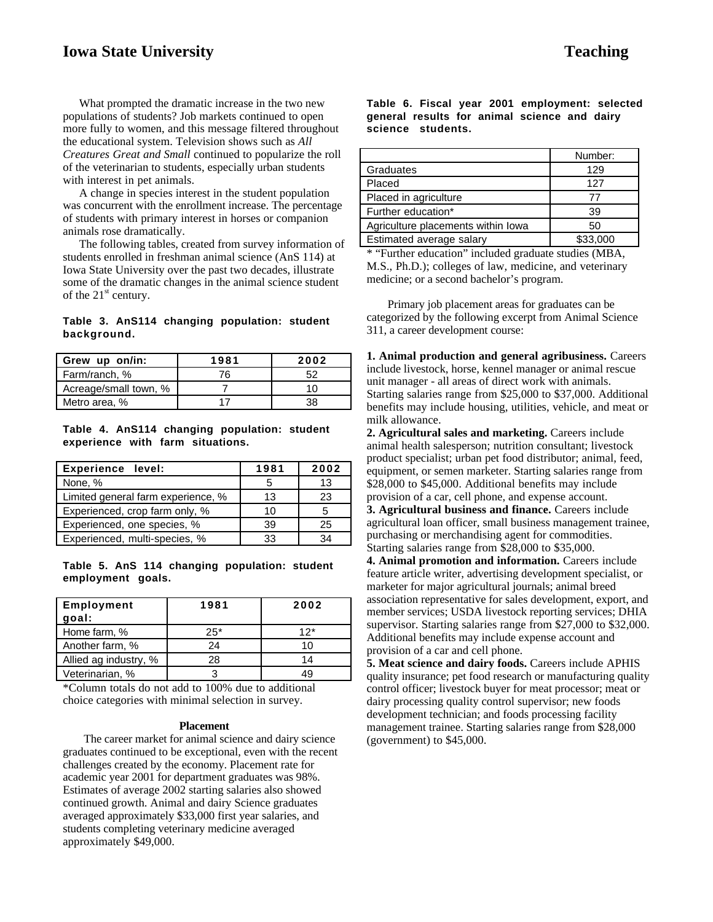What prompted the dramatic increase in the two new populations of students? Job markets continued to open more fully to women, and this message filtered throughout the educational system. Television shows such as *All Creatures Great and Small* continued to popularize the roll of the veterinarian to students, especially urban students with interest in pet animals.

A change in species interest in the student population was concurrent with the enrollment increase. The percentage of students with primary interest in horses or companion animals rose dramatically.

The following tables, created from survey information of students enrolled in freshman animal science (AnS 114) at Iowa State University over the past two decades, illustrate some of the dramatic changes in the animal science student of the 21st century.

**Table 3. AnS114 changing population: student background.**

| Grew up on/in: | 1981 | 2002 |
|---|---|---|
| Farm/ranch, % | 76 | 52 |
| Acreage/small town, % | 7 | 10 |
| Metro area, % | 17 | 38 |

**Table 4. AnS114 changing population: student experience with farm situations.**

| Experience level: | 1981 | 2002 |
|---|---|---|
| None, % | 5 | 13 |
| Limited general farm experience, % | 13 | 23 |
| Experienced, crop farm only, % | 10 | 5 |
| Experienced, one species, % | 39 | 25 |
| Experienced, multi-species, % | 33 | 34 |

**Table 5. AnS 114 changing population: student employment goals.**

| Employment goal: | 1981 | 2002 |
|---|---|---|
| Home farm, % | 25* | 12* |
| Another farm, % | 24 | 10 |
| Allied ag industry, % | 28 | 14 |
| Veterinarian, % | 3 | 49 |

*Column totals do not add to 100% due to additional choice categories with minimal selection in survey.

### Placement

The career market for animal science and dairy science graduates continued to be exceptional, even with the recent challenges created by the economy. Placement rate for academic year 2001 for department graduates was 98%. Estimates of average 2002 starting salaries also showed continued growth. Animal and dairy Science graduates averaged approximately $33,000 first year salaries, and students completing veterinary medicine averaged approximately $49,000.

**Table 6. Fiscal year 2001 employment: selected general results for animal science and dairy science students.**

| | Number: |
|---|---|
| Graduates | 129 |
| Placed | 127 |
| Placed in agriculture | 77 |
| Further education* | 39 |
| Agriculture placements within Iowa | 50 |
| Estimated average salary | $33,000 |

* "Further education" included graduate studies (MBA, M.S., Ph.D.); colleges of law, medicine, and veterinary medicine; or a second bachelor's program.

Primary job placement areas for graduates can be categorized by the following excerpt from Animal Science 311, a career development course:

**1. Animal production and general agribusiness.** Careers include livestock, horse, kennel manager or animal rescue unit manager - all areas of direct work with animals. Starting salaries range from $25,000 to $37,000. Additional benefits may include housing, utilities, vehicle, and meat or milk allowance.

**2. Agricultural sales and marketing.** Careers include animal health salesperson; nutrition consultant; livestock product specialist; urban pet food distributor; animal, feed, equipment, or semen marketer. Starting salaries range from $28,000 to $45,000. Additional benefits may include provision of a car, cell phone, and expense account.

**3. Agricultural business and finance.** Careers include agricultural loan officer, small business management trainee, purchasing or merchandising agent for commodities. Starting salaries range from $28,000 to $35,000.

**4. Animal promotion and information.** Careers include feature article writer, advertising development specialist, or marketer for major agricultural journals; animal breed association representative for sales development, export, and member services; USDA livestock reporting services; DHIA supervisor. Starting salaries range from $27,000 to $32,000. Additional benefits may include expense account and provision of a car and cell phone.

**5. Meat science and dairy foods.** Careers include APHIS quality insurance; pet food research or manufacturing quality control officer; livestock buyer for meat processor; meat or dairy processing quality control supervisor; new foods development technician; and foods processing facility management trainee. Starting salaries range from $28,000 (government) to $45,000.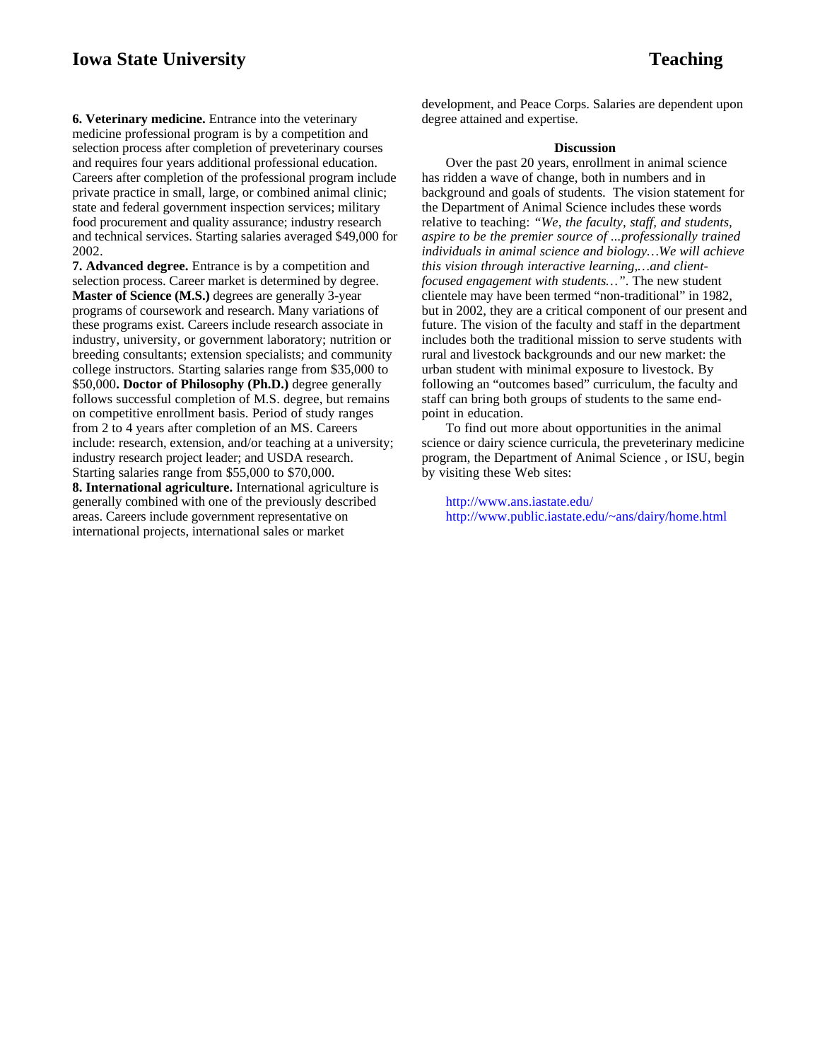**6. Veterinary medicine.** Entrance into the veterinary medicine professional program is by a competition and selection process after completion of preveterinary courses and requires four years additional professional education. Careers after completion of the professional program include private practice in small, large, or combined animal clinic; state and federal government inspection services; military food procurement and quality assurance; industry research and technical services. Starting salaries averaged $49,000 for 2002.

**7. Advanced degree.** Entrance is by a competition and selection process. Career market is determined by degree. **Master of Science (M.S.)** degrees are generally 3-year programs of coursework and research. Many variations of these programs exist. Careers include research associate in industry, university, or government laboratory; nutrition or breeding consultants; extension specialists; and community college instructors. Starting salaries range from $35,000 to $50,000**. Doctor of Philosophy (Ph.D.)** degree generally follows successful completion of M.S. degree, but remains on competitive enrollment basis. Period of study ranges from 2 to 4 years after completion of an MS. Careers include: research, extension, and/or teaching at a university; industry research project leader; and USDA research. Starting salaries range from $55,000 to $70,000.

**8. International agriculture.** International agriculture is generally combined with one of the previously described areas. Careers include government representative on international projects, international sales or market development, and Peace Corps. Salaries are dependent upon degree attained and expertise.

## Discussion

Over the past 20 years, enrollment in animal science has ridden a wave of change, both in numbers and in background and goals of students. The vision statement for the Department of Animal Science includes these words relative to teaching: *"We, the faculty, staff, and students, aspire to be the premier source of ...professionally trained individuals in animal science and biology…We will achieve this vision through interactive learning,…and client-focused engagement with students…"*. The new student clientele may have been termed "non-traditional" in 1982, but in 2002, they are a critical component of our present and future. The vision of the faculty and staff in the department includes both the traditional mission to serve students with rural and livestock backgrounds and our new market: the urban student with minimal exposure to livestock. By following an "outcomes based" curriculum, the faculty and staff can bring both groups of students to the same end-point in education.

To find out more about opportunities in the animal science or dairy science curricula, the preveterinary medicine program, the Department of Animal Science , or ISU, begin by visiting these Web sites:

http://www.ans.iastate.edu/
http://www.public.iastate.edu/~ans/dairy/home.html